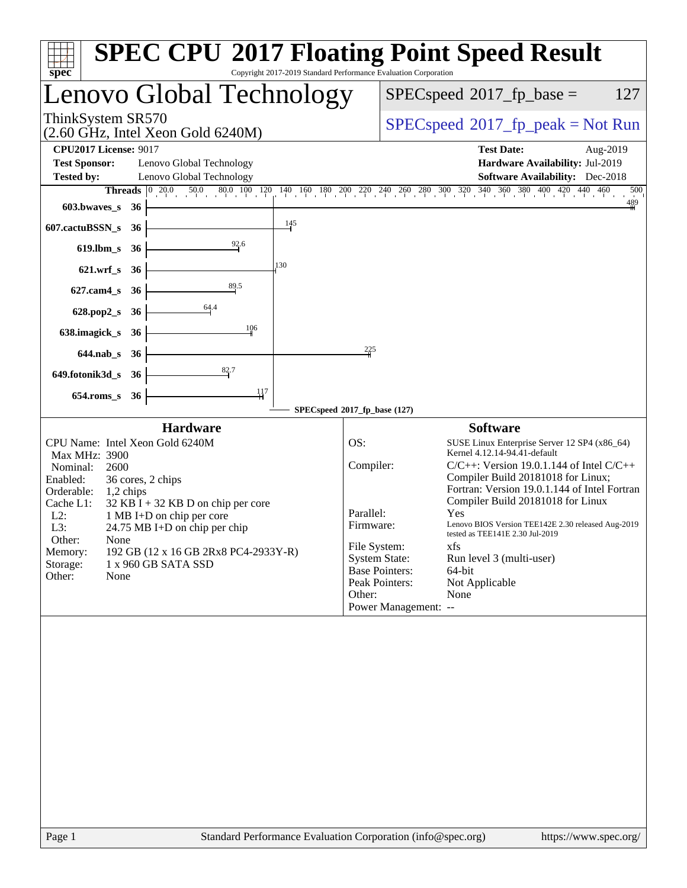# SPEC CPU 2017 Floating Point Speed Result

Copyright 2017-2019 Standard Performance Evaluation Corporation

## Lenovo Global Technology

ThinkSystem SR570
(2.60 GHz, Intel Xeon Gold 6240M)

SPECspeed 2017_fp_base = 127

SPECspeed 2017_fp_peak = Not Run

**CPU2017 License:** 9017
**Test Sponsor:** Lenovo Global Technology
**Tested by:** Lenovo Global Technology

**Test Date:** Aug-2019
**Hardware Availability:** Jul-2019
**Software Availability:** Dec-2018

| Benchmark | Threads | SPECspeed 2017_fp_base |
|---|---|---|
| 603.bwaves_s | 36 | 489 |
| 607.cactuBSSN_s | 36 | 145 |
| 619.lbm_s | 36 | 92.6 |
| 621.wrf_s | 36 | 130 |
| 627.cam4_s | 36 | 89.5 |
| 628.pop2_s | 36 | 64.4 |
| 638.imagick_s | 36 | 106 |
| 644.nab_s | 36 | 225 |
| 649.fotonik3d_s | 36 | 82.7 |
| 654.roms_s | 36 | 117 |

SPECspeed 2017_fp_base (127)

### Hardware

| | |
|---|---|
| CPU Name: | Intel Xeon Gold 6240M |
| Max MHz: | 3900 |
| Nominal: | 2600 |
| Enabled: | 36 cores, 2 chips |
| Orderable: | 1,2 chips |
| Cache L1: | 32 KB I + 32 KB D on chip per core |
| L2: | 1 MB I+D on chip per core |
| L3: | 24.75 MB I+D on chip per chip |
| Other: | None |
| Memory: | 192 GB (12 x 16 GB 2Rx8 PC4-2933Y-R) |
| Storage: | 1 x 960 GB SATA SSD |
| Other: | None |

### Software

| | |
|---|---|
| OS: | SUSE Linux Enterprise Server 12 SP4 (x86_64) Kernel 4.12.14-94.41-default |
| Compiler: | C/C++: Version 19.0.1.144 of Intel C/C++ Compiler Build 20181018 for Linux; Fortran: Version 19.0.1.144 of Intel Fortran Compiler Build 20181018 for Linux |
| Parallel: | Yes |
| Firmware: | Lenovo BIOS Version TEE142E 2.30 released Aug-2019 tested as TEE141E 2.30 Jul-2019 |
| File System: | xfs |
| System State: | Run level 3 (multi-user) |
| Base Pointers: | 64-bit |
| Peak Pointers: | Not Applicable |
| Other: | None |
| Power Management: | -- |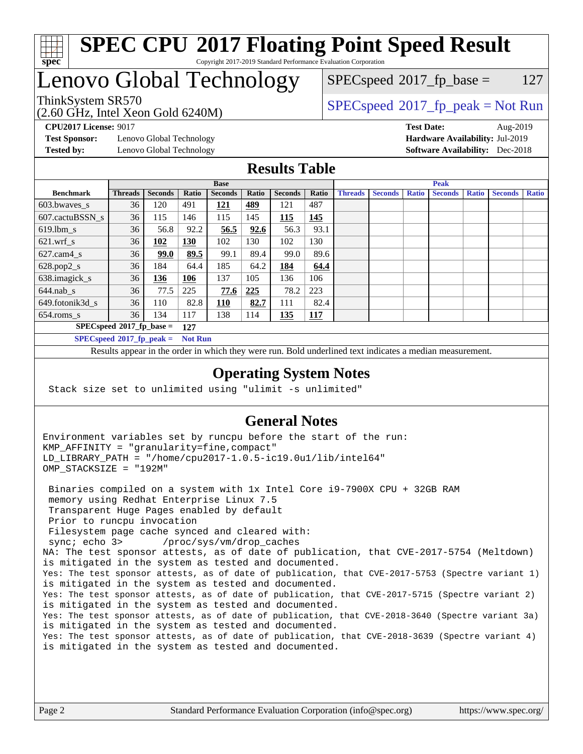# SPEC CPU 2017 Floating Point Speed Result

Copyright 2017-2019 Standard Performance Evaluation Corporation

## Lenovo Global Technology

ThinkSystem SR570
(2.60 GHz, Intel Xeon Gold 6240M)

SPECspeed 2017_fp_base = 127

SPECspeed 2017_fp_peak = Not Run

**CPU2017 License:** 9017
**Test Sponsor:** Lenovo Global Technology
**Tested by:** Lenovo Global Technology

**Test Date:** Aug-2019
**Hardware Availability:** Jul-2019
**Software Availability:** Dec-2018

## Results Table

| | Base | | | | | | | Peak | | | | | | |
|---|---|---|---|---|---|---|---|---|---|---|---|---|---|---|
| **Benchmark** | **Threads** | **Seconds** | **Ratio** | **Seconds** | **Ratio** | **Seconds** | **Ratio** | **Threads** | **Seconds** | **Ratio** | **Seconds** | **Ratio** | **Seconds** | **Ratio** |
| 603.bwaves_s | 36 | 120 | 491 | **121** | **489** | 121 | 487 | | | | | | | |
| 607.cactuBSSN_s | 36 | 115 | 146 | 115 | 145 | **115** | **145** | | | | | | | |
| 619.lbm_s | 36 | 56.8 | 92.2 | **56.5** | **92.6** | 56.3 | 93.1 | | | | | | | |
| 621.wrf_s | 36 | **102** | **130** | 102 | 130 | 102 | 130 | | | | | | | |
| 627.cam4_s | 36 | **99.0** | **89.5** | 99.1 | 89.4 | 99.0 | 89.6 | | | | | | | |
| 628.pop2_s | 36 | 184 | 64.4 | 185 | 64.2 | **184** | **64.4** | | | | | | | |
| 638.imagick_s | 36 | **136** | **106** | 137 | 105 | 136 | 106 | | | | | | | |
| 644.nab_s | 36 | 77.5 | 225 | **77.6** | **225** | 78.2 | 223 | | | | | | | |
| 649.fotonik3d_s | 36 | 110 | 82.8 | **110** | **82.7** | 111 | 82.4 | | | | | | | |
| 654.roms_s | 36 | 134 | 117 | 138 | 114 | **135** | **117** | | | | | | | |

**SPECspeed 2017_fp_base =** **127**

**SPECspeed 2017_fp_peak =** **Not Run**

Results appear in the order in which they were run. Bold underlined text indicates a median measurement.

## Operating System Notes

```
Stack size set to unlimited using "ulimit -s unlimited"
```

## General Notes

```
Environment variables set by runcpu before the start of the run:
KMP_AFFINITY = "granularity=fine,compact"
LD_LIBRARY_PATH = "/home/cpu2017-1.0.5-ic19.0u1/lib/intel64"
OMP_STACKSIZE = "192M"

 Binaries compiled on a system with 1x Intel Core i9-7900X CPU + 32GB RAM
 memory using Redhat Enterprise Linux 7.5
 Transparent Huge Pages enabled by default
 Prior to runcpu invocation
 Filesystem page cache synced and cleared with:
 sync; echo 3>       /proc/sys/vm/drop_caches
NA: The test sponsor attests, as of date of publication, that CVE-2017-5754 (Meltdown)
is mitigated in the system as tested and documented.
Yes: The test sponsor attests, as of date of publication, that CVE-2017-5753 (Spectre variant 1)
is mitigated in the system as tested and documented.
Yes: The test sponsor attests, as of date of publication, that CVE-2017-5715 (Spectre variant 2)
is mitigated in the system as tested and documented.
Yes: The test sponsor attests, as of date of publication, that CVE-2018-3640 (Spectre variant 3a)
is mitigated in the system as tested and documented.
Yes: The test sponsor attests, as of date of publication, that CVE-2018-3639 (Spectre variant 4)
is mitigated in the system as tested and documented.
```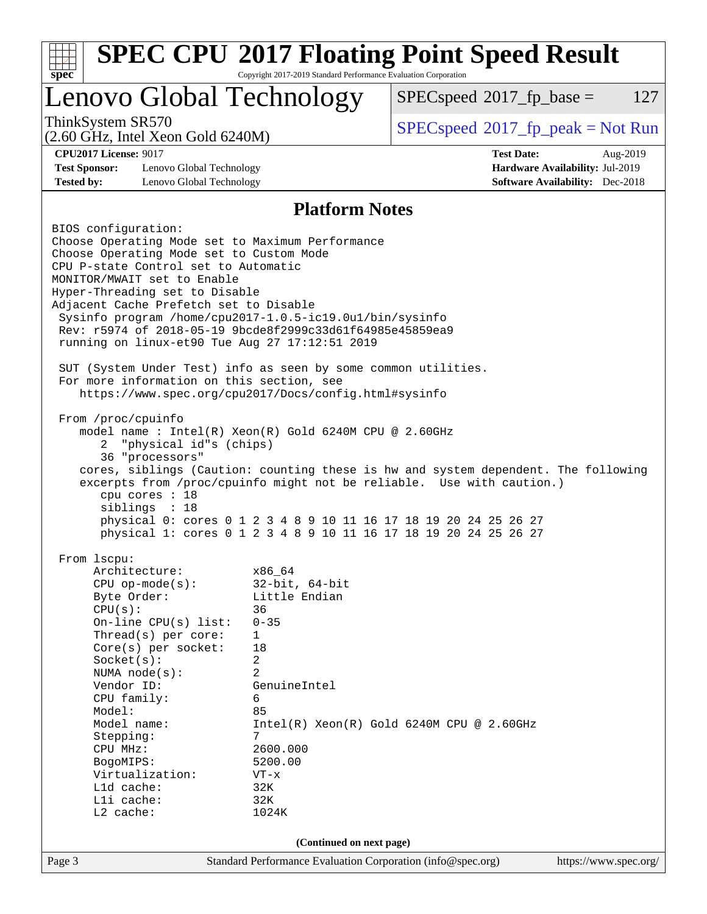# SPEC CPU 2017 Floating Point Speed Result

Copyright 2017-2019 Standard Performance Evaluation Corporation

## Lenovo Global Technology

ThinkSystem SR570
(2.60 GHz, Intel Xeon Gold 6240M)

SPECspeed 2017_fp_base = 127

SPECspeed 2017_fp_peak = Not Run

**CPU2017 License:** 9017
**Test Sponsor:** Lenovo Global Technology
**Tested by:** Lenovo Global Technology

**Test Date:** Aug-2019
**Hardware Availability:** Jul-2019
**Software Availability:** Dec-2018

## Platform Notes

```
BIOS configuration:
Choose Operating Mode set to Maximum Performance
Choose Operating Mode set to Custom Mode
CPU P-state Control set to Automatic
MONITOR/MWAIT set to Enable
Hyper-Threading set to Disable
Adjacent Cache Prefetch set to Disable
 Sysinfo program /home/cpu2017-1.0.5-ic19.0u1/bin/sysinfo
 Rev: r5974 of 2018-05-19 9bcde8f2999c33d61f64985e45859ea9
 running on linux-et90 Tue Aug 27 17:12:51 2019

 SUT (System Under Test) info as seen by some common utilities.
 For more information on this section, see
    https://www.spec.org/cpu2017/Docs/config.html#sysinfo

 From /proc/cpuinfo
    model name : Intel(R) Xeon(R) Gold 6240M CPU @ 2.60GHz
       2  "physical id"s (chips)
       36 "processors"
    cores, siblings (Caution: counting these is hw and system dependent. The following
    excerpts from /proc/cpuinfo might not be reliable.  Use with caution.)
       cpu cores : 18
       siblings  : 18
       physical 0: cores 0 1 2 3 4 8 9 10 11 16 17 18 19 20 24 25 26 27
       physical 1: cores 0 1 2 3 4 8 9 10 11 16 17 18 19 20 24 25 26 27

 From lscpu:
      Architecture:          x86_64
      CPU op-mode(s):        32-bit, 64-bit
      Byte Order:            Little Endian
      CPU(s):                36
      On-line CPU(s) list:   0-35
      Thread(s) per core:    1
      Core(s) per socket:    18
      Socket(s):             2
      NUMA node(s):          2
      Vendor ID:             GenuineIntel
      CPU family:            6
      Model:                 85
      Model name:            Intel(R) Xeon(R) Gold 6240M CPU @ 2.60GHz
      Stepping:              7
      CPU MHz:               2600.000
      BogoMIPS:              5200.00
      Virtualization:        VT-x
      L1d cache:             32K
      L1i cache:             32K
      L2 cache:              1024K
```

(Continued on next page)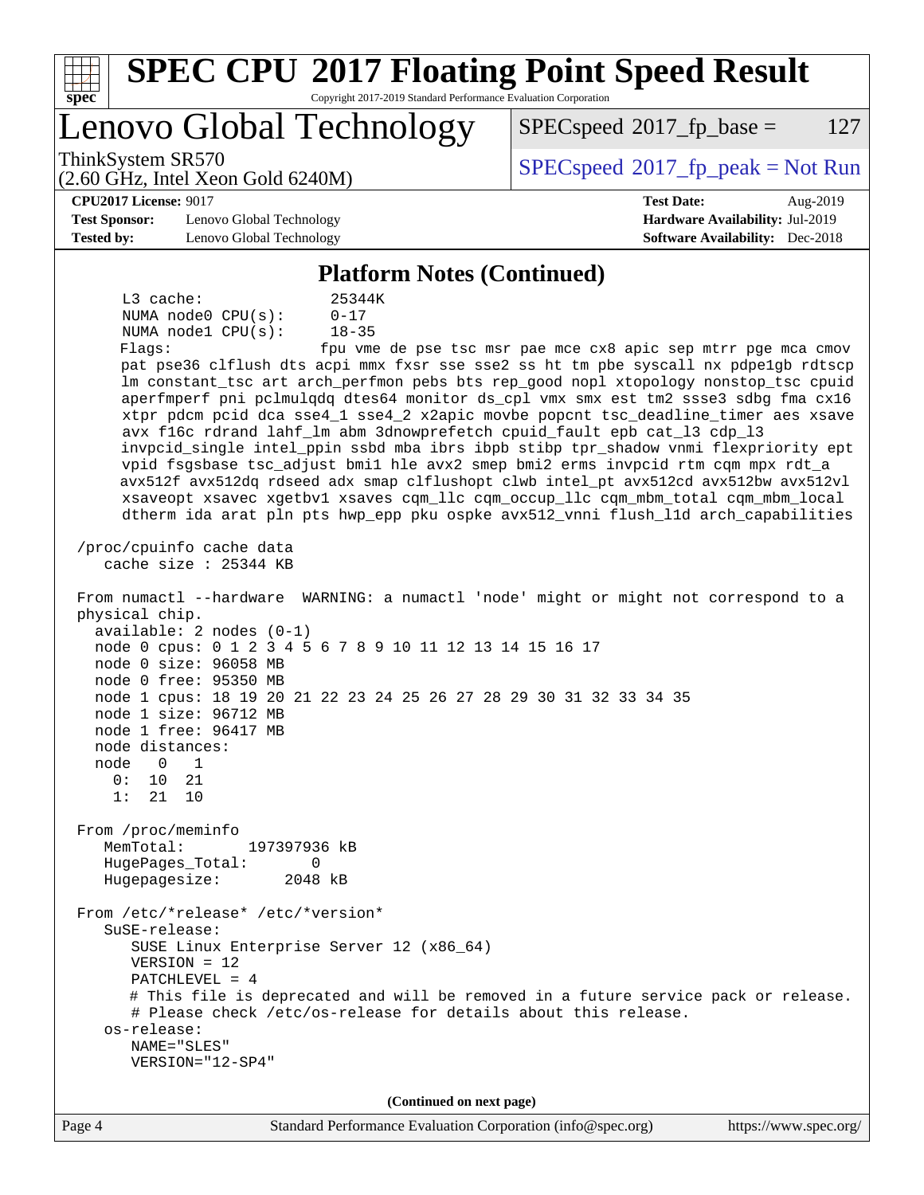## Platform Notes (Continued)

```
     L3 cache:              25344K
     NUMA node0 CPU(s):     0-17
     NUMA node1 CPU(s):     18-35
     Flags:                 fpu vme de pse tsc msr pae mce cx8 apic sep mtrr pge mca cmov
     pat pse36 clflush dts acpi mmx fxsr sse sse2 ss ht tm pbe syscall nx pdpe1gb rdtscp
     lm constant_tsc art arch_perfmon pebs bts rep_good nopl xtopology nonstop_tsc cpuid
     aperfmperf pni pclmulqdq dtes64 monitor ds_cpl vmx smx est tm2 ssse3 sdbg fma cx16
     xtpr pdcm pcid dca sse4_1 sse4_2 x2apic movbe popcnt tsc_deadline_timer aes xsave
     avx f16c rdrand lahf_lm abm 3dnowprefetch cpuid_fault epb cat_l3 cdp_l3
     invpcid_single intel_ppin ssbd mba ibrs ibpb stibp tpr_shadow vnmi flexpriority ept
     vpid fsgsbase tsc_adjust bmi1 hle avx2 smep bmi2 erms invpcid rtm cqm mpx rdt_a
     avx512f avx512dq rdseed adx smap clflushopt clwb intel_pt avx512cd avx512bw avx512vl
     xsaveopt xsavec xgetbv1 xsaves cqm_llc cqm_occup_llc cqm_mbm_total cqm_mbm_local
     dtherm ida arat pln pts hwp_epp pku ospke avx512_vnni flush_l1d arch_capabilities

 /proc/cpuinfo cache data
    cache size : 25344 KB

 From numactl --hardware  WARNING: a numactl 'node' might or might not correspond to a
 physical chip.
   available: 2 nodes (0-1)
   node 0 cpus: 0 1 2 3 4 5 6 7 8 9 10 11 12 13 14 15 16 17
   node 0 size: 96058 MB
   node 0 free: 95350 MB
   node 1 cpus: 18 19 20 21 22 23 24 25 26 27 28 29 30 31 32 33 34 35
   node 1 size: 96712 MB
   node 1 free: 96417 MB
   node distances:
   node   0   1
     0:  10  21
     1:  21  10

 From /proc/meminfo
    MemTotal:       197397936 kB
    HugePages_Total:       0
    Hugepagesize:       2048 kB

 From /etc/*release* /etc/*version*
    SuSE-release:
       SUSE Linux Enterprise Server 12 (x86_64)
       VERSION = 12
       PATCHLEVEL = 4
       # This file is deprecated and will be removed in a future service pack or release.
       # Please check /etc/os-release for details about this release.
    os-release:
       NAME="SLES"
       VERSION="12-SP4"
```

(Continued on next page)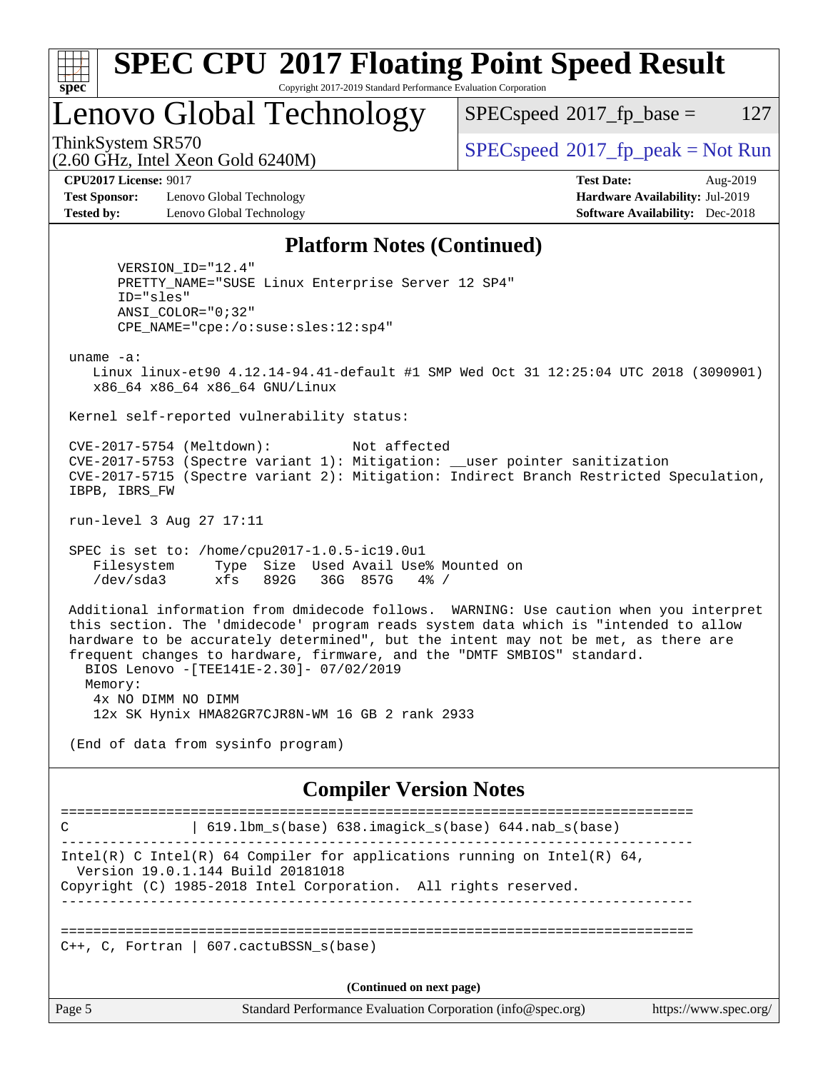# SPEC CPU 2017 Floating Point Speed Result

Copyright 2017-2019 Standard Performance Evaluation Corporation

## Lenovo Global Technology

ThinkSystem SR570
(2.60 GHz, Intel Xeon Gold 6240M)

SPECspeed 2017_fp_base = 127

SPECspeed 2017_fp_peak = Not Run

**CPU2017 License:** 9017
**Test Sponsor:** Lenovo Global Technology
**Tested by:** Lenovo Global Technology

**Test Date:** Aug-2019
**Hardware Availability:** Jul-2019
**Software Availability:** Dec-2018

## Platform Notes (Continued)

```
      VERSION_ID="12.4"
      PRETTY_NAME="SUSE Linux Enterprise Server 12 SP4"
      ID="sles"
      ANSI_COLOR="0;32"
      CPE_NAME="cpe:/o:suse:sles:12:sp4"

 uname -a:
    Linux linux-et90 4.12.14-94.41-default #1 SMP Wed Oct 31 12:25:04 UTC 2018 (3090901)
    x86_64 x86_64 x86_64 GNU/Linux

 Kernel self-reported vulnerability status:

 CVE-2017-5754 (Meltdown):          Not affected
 CVE-2017-5753 (Spectre variant 1): Mitigation: __user pointer sanitization
 CVE-2017-5715 (Spectre variant 2): Mitigation: Indirect Branch Restricted Speculation,
 IBPB, IBRS_FW

 run-level 3 Aug 27 17:11

 SPEC is set to: /home/cpu2017-1.0.5-ic19.0u1
    Filesystem     Type  Size  Used Avail Use% Mounted on
    /dev/sda3      xfs   892G   36G  857G   4% /

 Additional information from dmidecode follows.  WARNING: Use caution when you interpret
 this section. The 'dmidecode' program reads system data which is "intended to allow
 hardware to be accurately determined", but the intent may not be met, as there are
 frequent changes to hardware, firmware, and the "DMTF SMBIOS" standard.
   BIOS Lenovo -[TEE141E-2.30]- 07/02/2019
   Memory:
    4x NO DIMM NO DIMM
    12x SK Hynix HMA82GR7CJR8N-WM 16 GB 2 rank 2933

 (End of data from sysinfo program)
```

## Compiler Version Notes

```
==============================================================================
C               | 619.lbm_s(base) 638.imagick_s(base) 644.nab_s(base)
------------------------------------------------------------------------------
Intel(R) C Intel(R) 64 Compiler for applications running on Intel(R) 64,
  Version 19.0.1.144 Build 20181018
Copyright (C) 1985-2018 Intel Corporation.  All rights reserved.
------------------------------------------------------------------------------

==============================================================================
C++, C, Fortran | 607.cactuBSSN_s(base)
```

(Continued on next page)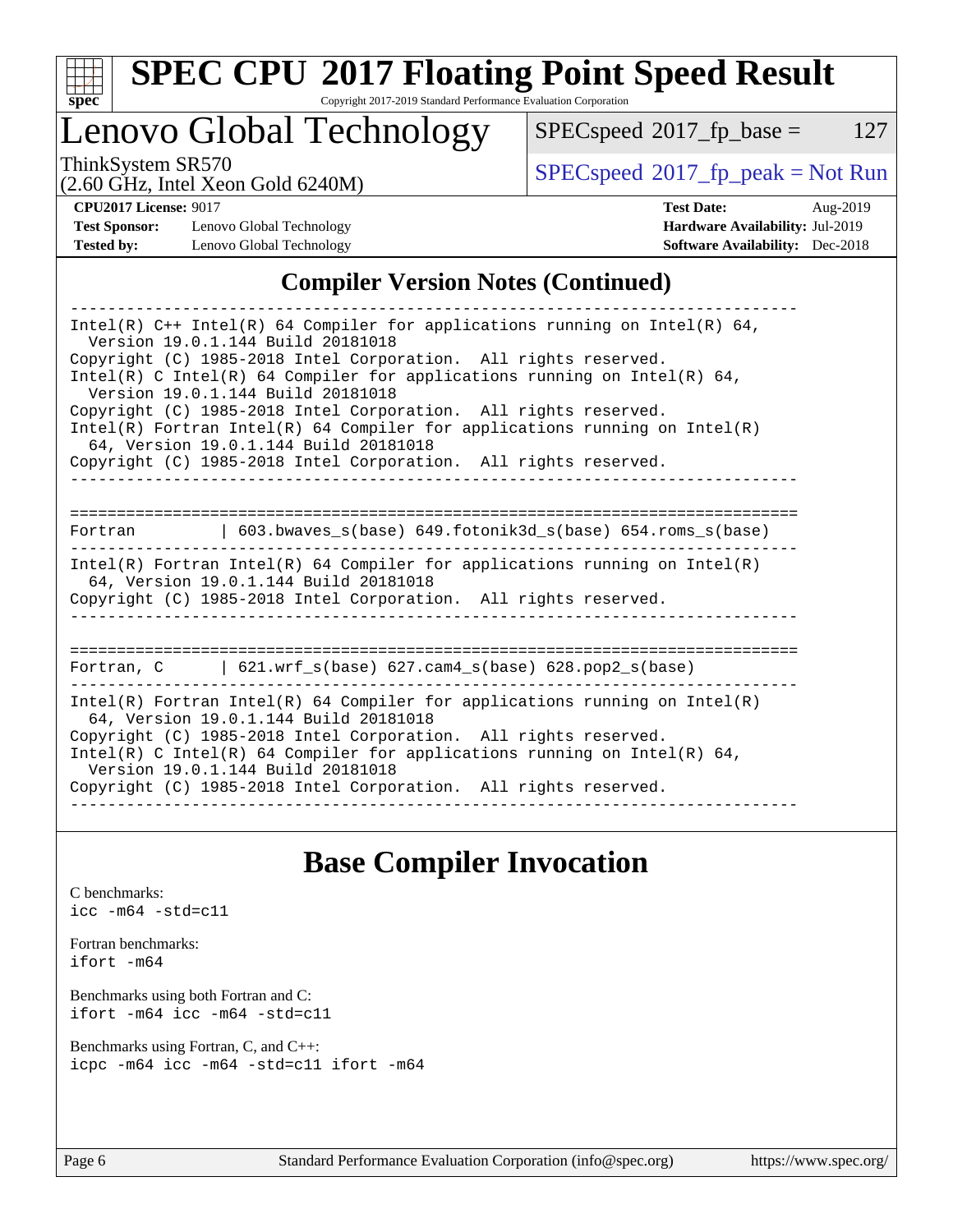## Compiler Version Notes (Continued)

```
------------------------------------------------------------------------------
Intel(R) C++ Intel(R) 64 Compiler for applications running on Intel(R) 64,
  Version 19.0.1.144 Build 20181018
Copyright (C) 1985-2018 Intel Corporation.  All rights reserved.
Intel(R) C Intel(R) 64 Compiler for applications running on Intel(R) 64,
  Version 19.0.1.144 Build 20181018
Copyright (C) 1985-2018 Intel Corporation.  All rights reserved.
Intel(R) Fortran Intel(R) 64 Compiler for applications running on Intel(R)
  64, Version 19.0.1.144 Build 20181018
Copyright (C) 1985-2018 Intel Corporation.  All rights reserved.
------------------------------------------------------------------------------

==============================================================================
Fortran          | 603.bwaves_s(base) 649.fotonik3d_s(base) 654.roms_s(base)
------------------------------------------------------------------------------
Intel(R) Fortran Intel(R) 64 Compiler for applications running on Intel(R)
  64, Version 19.0.1.144 Build 20181018
Copyright (C) 1985-2018 Intel Corporation.  All rights reserved.
------------------------------------------------------------------------------

==============================================================================
Fortran, C       | 621.wrf_s(base) 627.cam4_s(base) 628.pop2_s(base)
------------------------------------------------------------------------------
Intel(R) Fortran Intel(R) 64 Compiler for applications running on Intel(R)
  64, Version 19.0.1.144 Build 20181018
Copyright (C) 1985-2018 Intel Corporation.  All rights reserved.
Intel(R) C Intel(R) 64 Compiler for applications running on Intel(R) 64,
  Version 19.0.1.144 Build 20181018
Copyright (C) 1985-2018 Intel Corporation.  All rights reserved.
------------------------------------------------------------------------------
```

## Base Compiler Invocation

C benchmarks:
`icc -m64 -std=c11`

Fortran benchmarks:
`ifort -m64`

Benchmarks using both Fortran and C:
`ifort -m64 icc -m64 -std=c11`

Benchmarks using Fortran, C, and C++:
`icpc -m64 icc -m64 -std=c11 ifort -m64`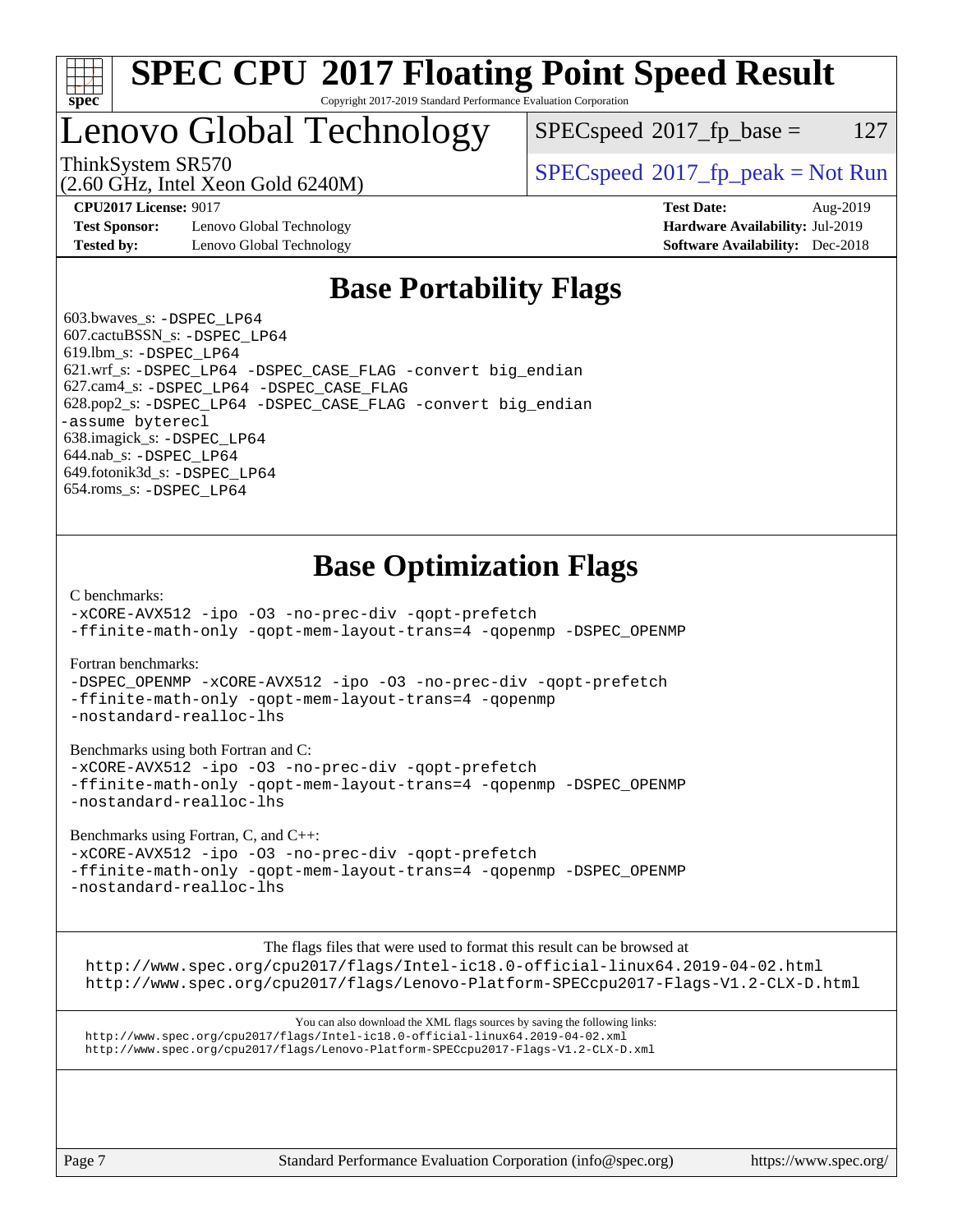# SPEC CPU 2017 Floating Point Speed Result

Copyright 2017-2019 Standard Performance Evaluation Corporation

## Lenovo Global Technology

ThinkSystem SR570
(2.60 GHz, Intel Xeon Gold 6240M)

SPECspeed 2017_fp_base = 127

SPECspeed 2017_fp_peak = Not Run

**CPU2017 License:** 9017
**Test Sponsor:** Lenovo Global Technology
**Tested by:** Lenovo Global Technology

**Test Date:** Aug-2019
**Hardware Availability:** Jul-2019
**Software Availability:** Dec-2018

## Base Portability Flags

603.bwaves_s: -DSPEC_LP64
607.cactuBSSN_s: -DSPEC_LP64
619.lbm_s: -DSPEC_LP64
621.wrf_s: -DSPEC_LP64 -DSPEC_CASE_FLAG -convert big_endian
627.cam4_s: -DSPEC_LP64 -DSPEC_CASE_FLAG
628.pop2_s: -DSPEC_LP64 -DSPEC_CASE_FLAG -convert big_endian -assume byterecl
638.imagick_s: -DSPEC_LP64
644.nab_s: -DSPEC_LP64
649.fotonik3d_s: -DSPEC_LP64
654.roms_s: -DSPEC_LP64

## Base Optimization Flags

C benchmarks:
-xCORE-AVX512 -ipo -O3 -no-prec-div -qopt-prefetch
-ffinite-math-only -qopt-mem-layout-trans=4 -qopenmp -DSPEC_OPENMP

Fortran benchmarks:
-DSPEC_OPENMP -xCORE-AVX512 -ipo -O3 -no-prec-div -qopt-prefetch
-ffinite-math-only -qopt-mem-layout-trans=4 -qopenmp
-nostandard-realloc-lhs

Benchmarks using both Fortran and C:
-xCORE-AVX512 -ipo -O3 -no-prec-div -qopt-prefetch
-ffinite-math-only -qopt-mem-layout-trans=4 -qopenmp -DSPEC_OPENMP
-nostandard-realloc-lhs

Benchmarks using Fortran, C, and C++:
-xCORE-AVX512 -ipo -O3 -no-prec-div -qopt-prefetch
-ffinite-math-only -qopt-mem-layout-trans=4 -qopenmp -DSPEC_OPENMP
-nostandard-realloc-lhs

The flags files that were used to format this result can be browsed at
http://www.spec.org/cpu2017/flags/Intel-ic18.0-official-linux64.2019-04-02.html
http://www.spec.org/cpu2017/flags/Lenovo-Platform-SPECcpu2017-Flags-V1.2-CLX-D.html

You can also download the XML flags sources by saving the following links:
http://www.spec.org/cpu2017/flags/Intel-ic18.0-official-linux64.2019-04-02.xml
http://www.spec.org/cpu2017/flags/Lenovo-Platform-SPECcpu2017-Flags-V1.2-CLX-D.xml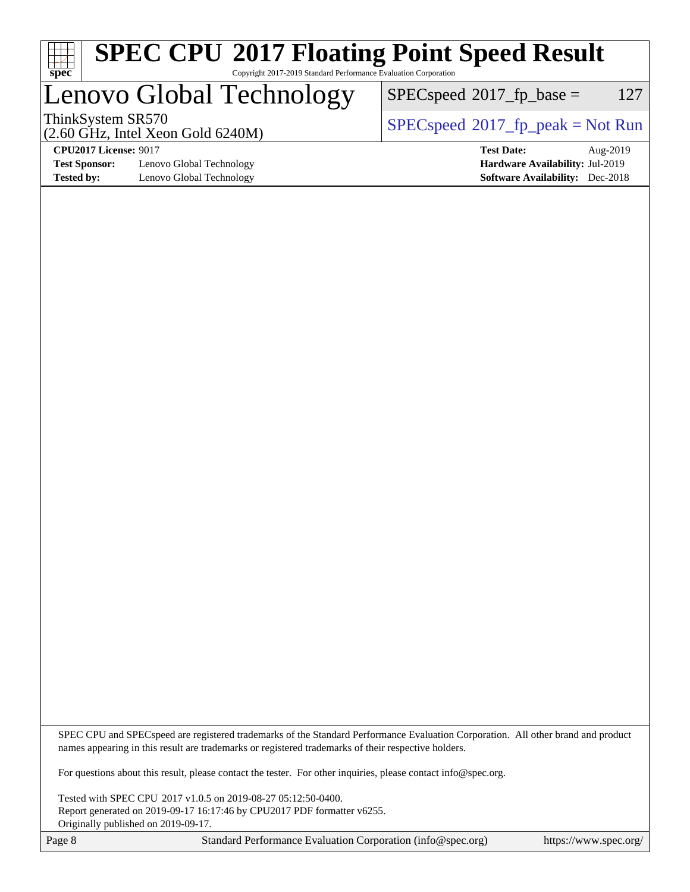SPEC CPU and SPECspeed are registered trademarks of the Standard Performance Evaluation Corporation. All other brand and product names appearing in this result are trademarks or registered trademarks of their respective holders.

For questions about this result, please contact the tester. For other inquiries, please contact info@spec.org.

Tested with SPEC CPU 2017 v1.0.5 on 2019-08-27 05:12:50-0400.
Report generated on 2019-09-17 16:17:46 by CPU2017 PDF formatter v6255.
Originally published on 2019-09-17.